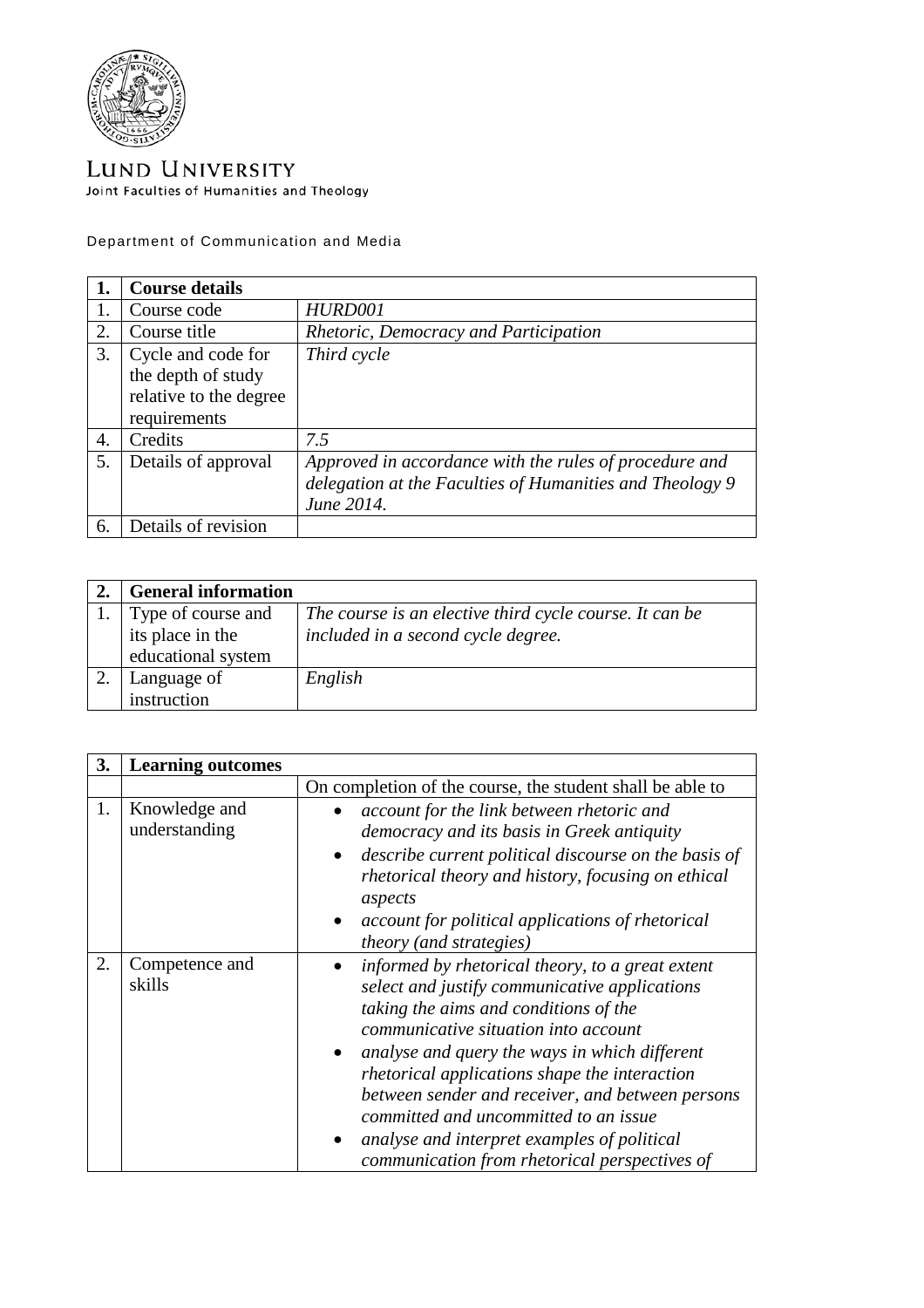LUND UNIVERSITY
Joint Faculties of Humanities and Theology

Department of Communication and Media

| 1. | Course details | |
|---|---|---|
| 1. | Course code | *HURD001* |
| 2. | Course title | *Rhetoric, Democracy and Participation* |
| 3. | Cycle and code for the depth of study relative to the degree requirements | *Third cycle* |
| 4. | Credits | *7.5* |
| 5. | Details of approval | *Approved in accordance with the rules of procedure and delegation at the Faculties of Humanities and Theology 9 June 2014.* |
| 6. | Details of revision | |

| 2. | General information | |
|---|---|---|
| 1. | Type of course and its place in the educational system | *The course is an elective third cycle course. It can be included in a second cycle degree.* |
| 2. | Language of instruction | *English* |

| 3. | Learning outcomes | |
|---|---|---|
| | | On completion of the course, the student shall be able to |
| 1. | Knowledge and understanding | • *account for the link between rhetoric and democracy and its basis in Greek antiquity*<br>• *describe current political discourse on the basis of rhetorical theory and history, focusing on ethical aspects*<br>• *account for political applications of rhetorical theory (and strategies)* |
| 2. | Competence and skills | • *informed by rhetorical theory, to a great extent select and justify communicative applications taking the aims and conditions of the communicative situation into account*<br>• *analyse and query the ways in which different rhetorical applications shape the interaction between sender and receiver, and between persons committed and uncommitted to an issue*<br>• *analyse and interpret examples of political communication from rhetorical perspectives of* |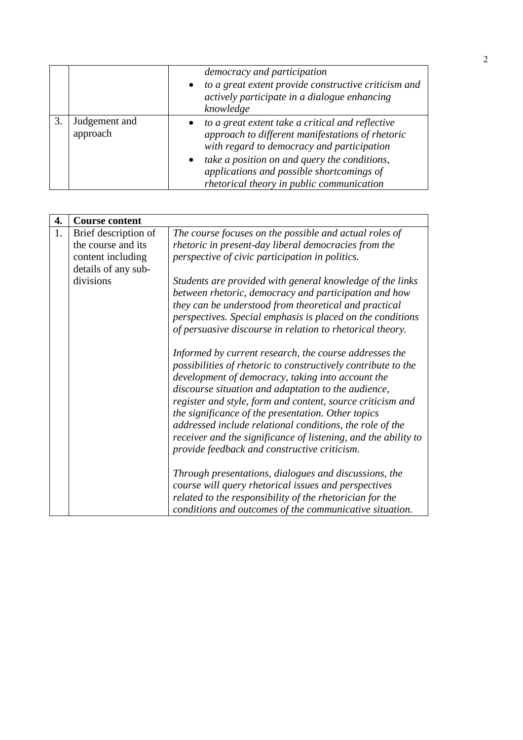|  |  |  |
|---|---|---|
|  |  | *democracy and participation*<br>• *to a great extent provide constructive criticism and actively participate in a dialogue enhancing knowledge* |
| 3. | Judgement and approach | • *to a great extent take a critical and reflective approach to different manifestations of rhetoric with regard to democracy and participation*<br>• *take a position on and query the conditions, applications and possible shortcomings of rhetorical theory in public communication* |

| **4.** | **Course content** |  |
|---|---|---|
| 1. | Brief description of the course and its content including details of any sub-divisions | *The course focuses on the possible and actual roles of rhetoric in present-day liberal democracies from the perspective of civic participation in politics.*<br><br>*Students are provided with general knowledge of the links between rhetoric, democracy and participation and how they can be understood from theoretical and practical perspectives. Special emphasis is placed on the conditions of persuasive discourse in relation to rhetorical theory.*<br><br>*Informed by current research, the course addresses the possibilities of rhetoric to constructively contribute to the development of democracy, taking into account the discourse situation and adaptation to the audience, register and style, form and content, source criticism and the significance of the presentation. Other topics addressed include relational conditions, the role of the receiver and the significance of listening, and the ability to provide feedback and constructive criticism.*<br><br>*Through presentations, dialogues and discussions, the course will query rhetorical issues and perspectives related to the responsibility of the rhetorician for the conditions and outcomes of the communicative situation.* |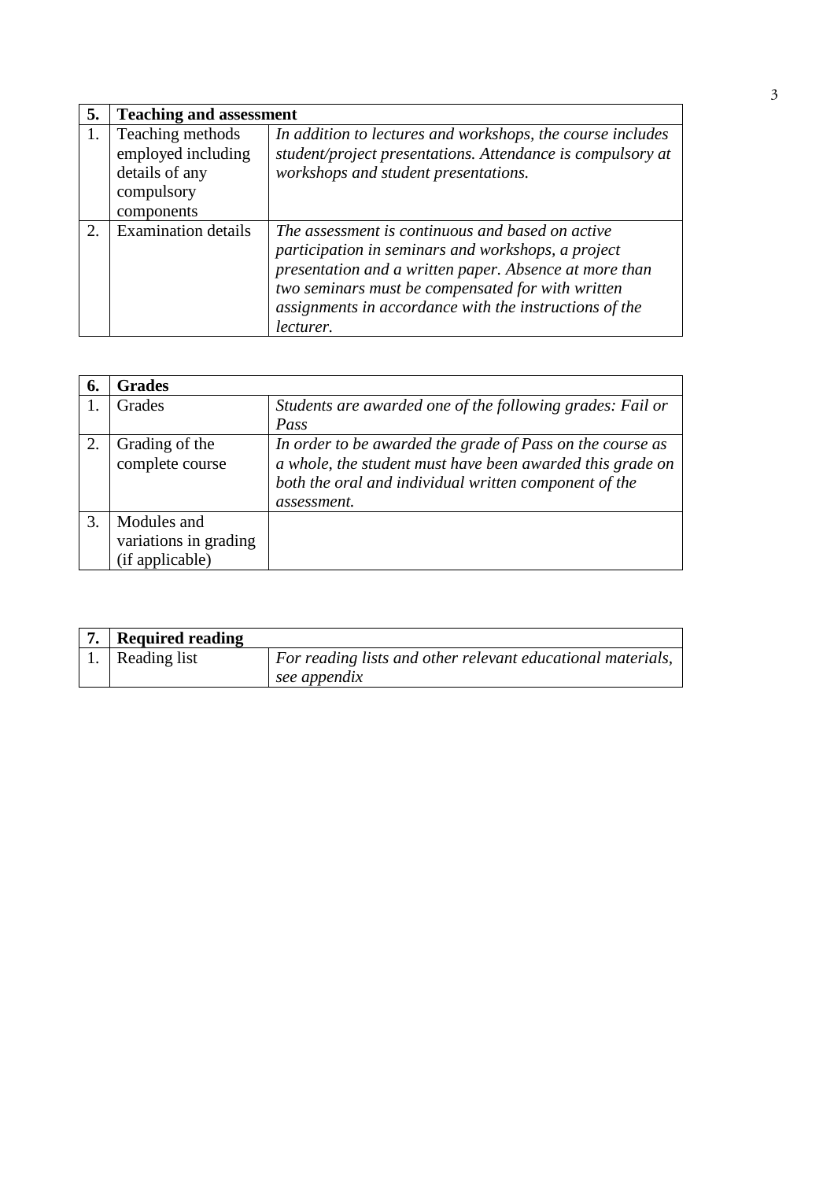| 5. | **Teaching and assessment** | |
|---|---|---|
| 1. | Teaching methods employed including details of any compulsory components | *In addition to lectures and workshops, the course includes student/project presentations. Attendance is compulsory at workshops and student presentations.* |
| 2. | Examination details | *The assessment is continuous and based on active participation in seminars and workshops, a project presentation and a written paper. Absence at more than two seminars must be compensated for with written assignments in accordance with the instructions of the lecturer.* |

| 6. | **Grades** | |
|---|---|---|
| 1. | Grades | *Students are awarded one of the following grades: Fail or Pass* |
| 2. | Grading of the complete course | *In order to be awarded the grade of Pass on the course as a whole, the student must have been awarded this grade on both the oral and individual written component of the assessment.* |
| 3. | Modules and variations in grading (if applicable) | |

| 7. | **Required reading** | |
|---|---|---|
| 1. | Reading list | *For reading lists and other relevant educational materials, see appendix* |